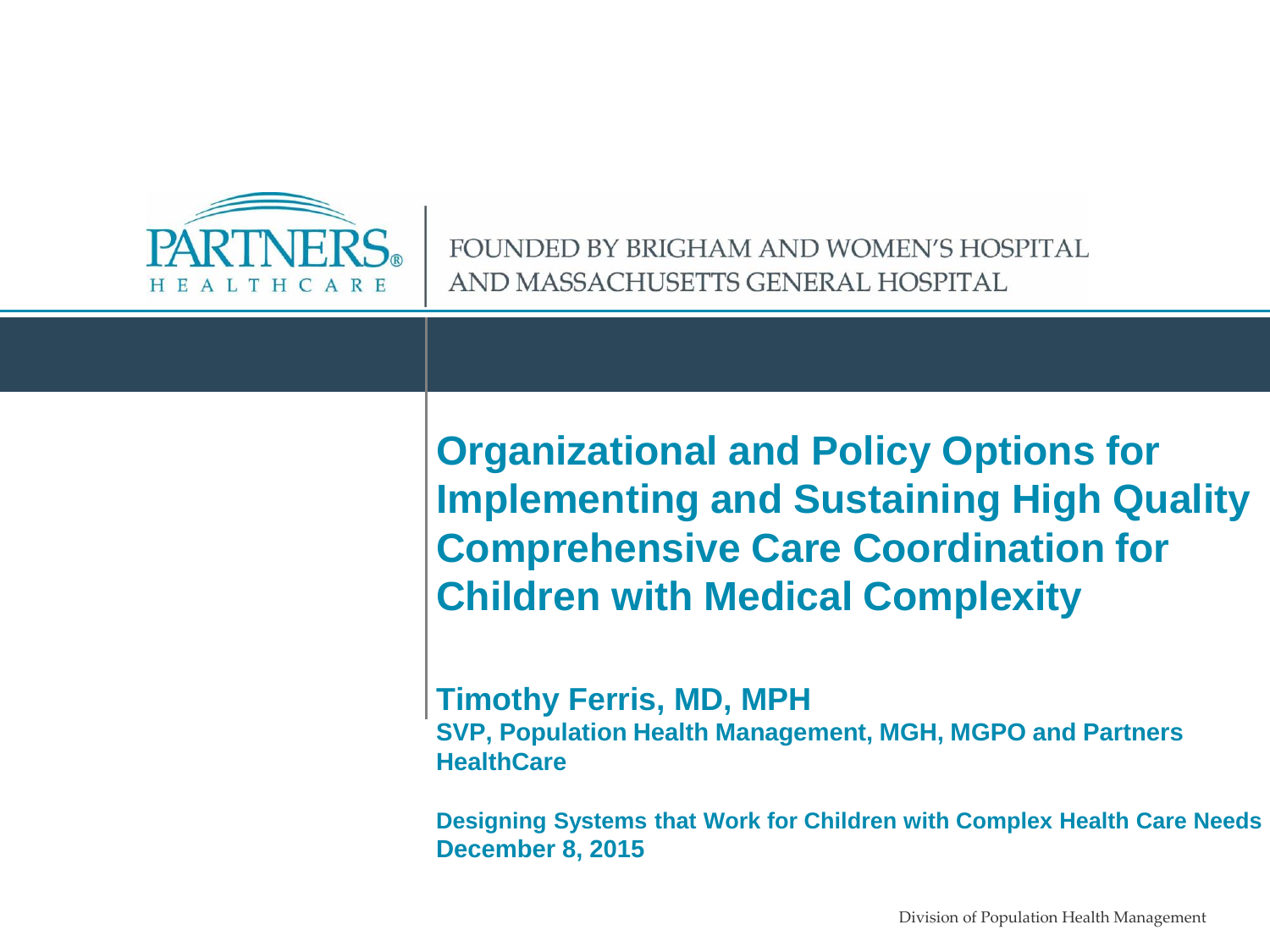PARTNERS HEALTHCARE

FOUNDED BY BRIGHAM AND WOMEN'S HOSPITAL AND MASSACHUSETTS GENERAL HOSPITAL

# Organizational and Policy Options for Implementing and Sustaining High Quality Comprehensive Care Coordination for Children with Medical Complexity

**Timothy Ferris, MD, MPH**

**SVP, Population Health Management, MGH, MGPO and Partners HealthCare**

**Designing Systems that Work for Children with Complex Health Care Needs**

**December 8, 2015**

Division of Population Health Management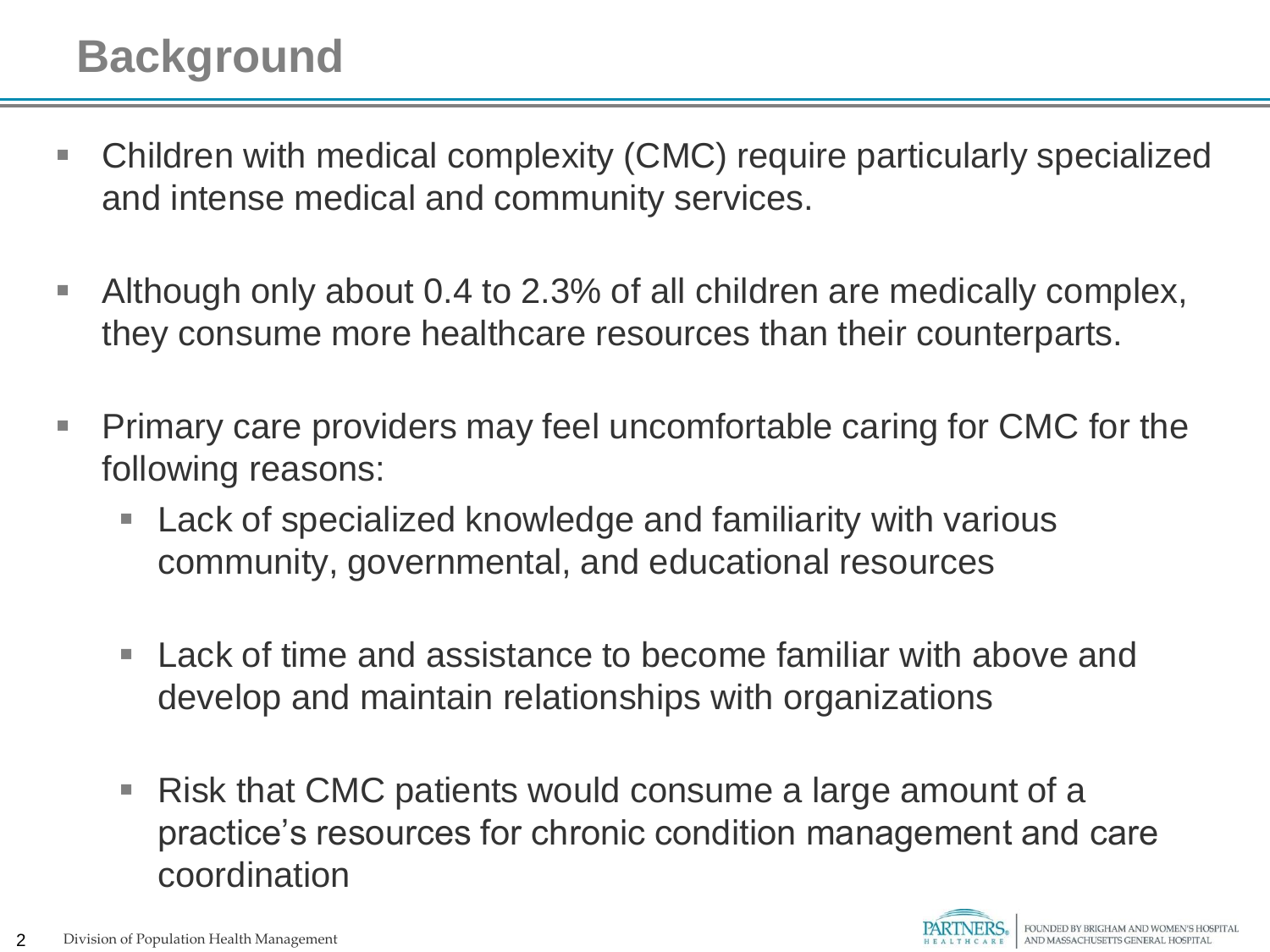# Background

- Children with medical complexity (CMC) require particularly specialized and intense medical and community services.
- Although only about 0.4 to 2.3% of all children are medically complex, they consume more healthcare resources than their counterparts.
- Primary care providers may feel uncomfortable caring for CMC for the following reasons:
  - Lack of specialized knowledge and familiarity with various community, governmental, and educational resources
  - Lack of time and assistance to become familiar with above and develop and maintain relationships with organizations
  - Risk that CMC patients would consume a large amount of a practice's resources for chronic condition management and care coordination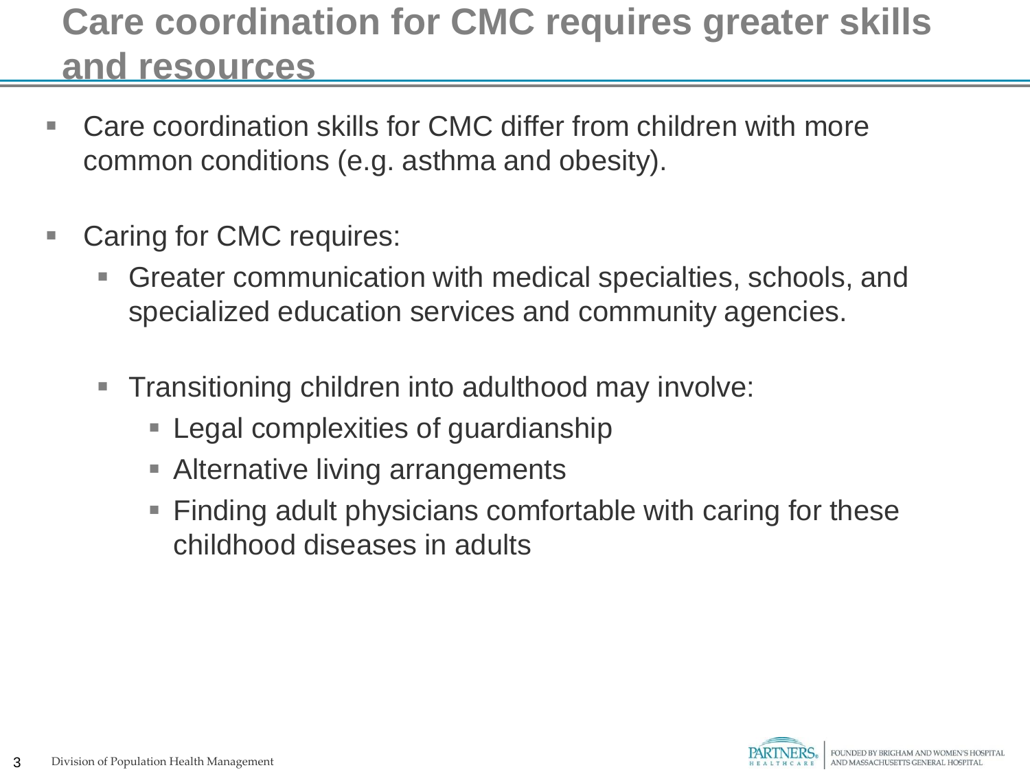# Care coordination for CMC requires greater skills and resources

- Care coordination skills for CMC differ from children with more common conditions (e.g. asthma and obesity).
- Caring for CMC requires:
  - Greater communication with medical specialties, schools, and specialized education services and community agencies.
  - Transitioning children into adulthood may involve:
    - Legal complexities of guardianship
    - Alternative living arrangements
    - Finding adult physicians comfortable with caring for these childhood diseases in adults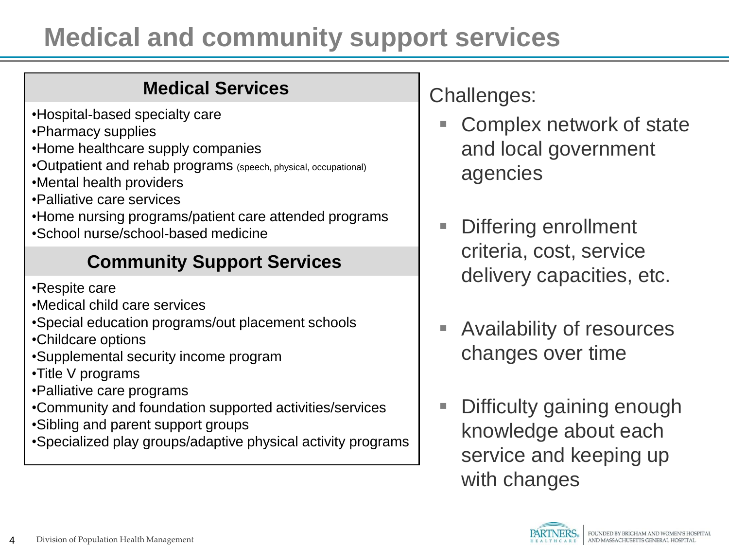# Medical and community support services

## Medical Services

- Hospital-based specialty care
- Pharmacy supplies
- Home healthcare supply companies
- Outpatient and rehab programs (speech, physical, occupational)
- Mental health providers
- Palliative care services
- Home nursing programs/patient care attended programs
- School nurse/school-based medicine

## Community Support Services

- Respite care
- Medical child care services
- Special education programs/out placement schools
- Childcare options
- Supplemental security income program
- Title V programs
- Palliative care programs
- Community and foundation supported activities/services
- Sibling and parent support groups
- Specialized play groups/adaptive physical activity programs

Challenges:

- Complex network of state and local government agencies
- Differing enrollment criteria, cost, service delivery capacities, etc.
- Availability of resources changes over time
- Difficulty gaining enough knowledge about each service and keeping up with changes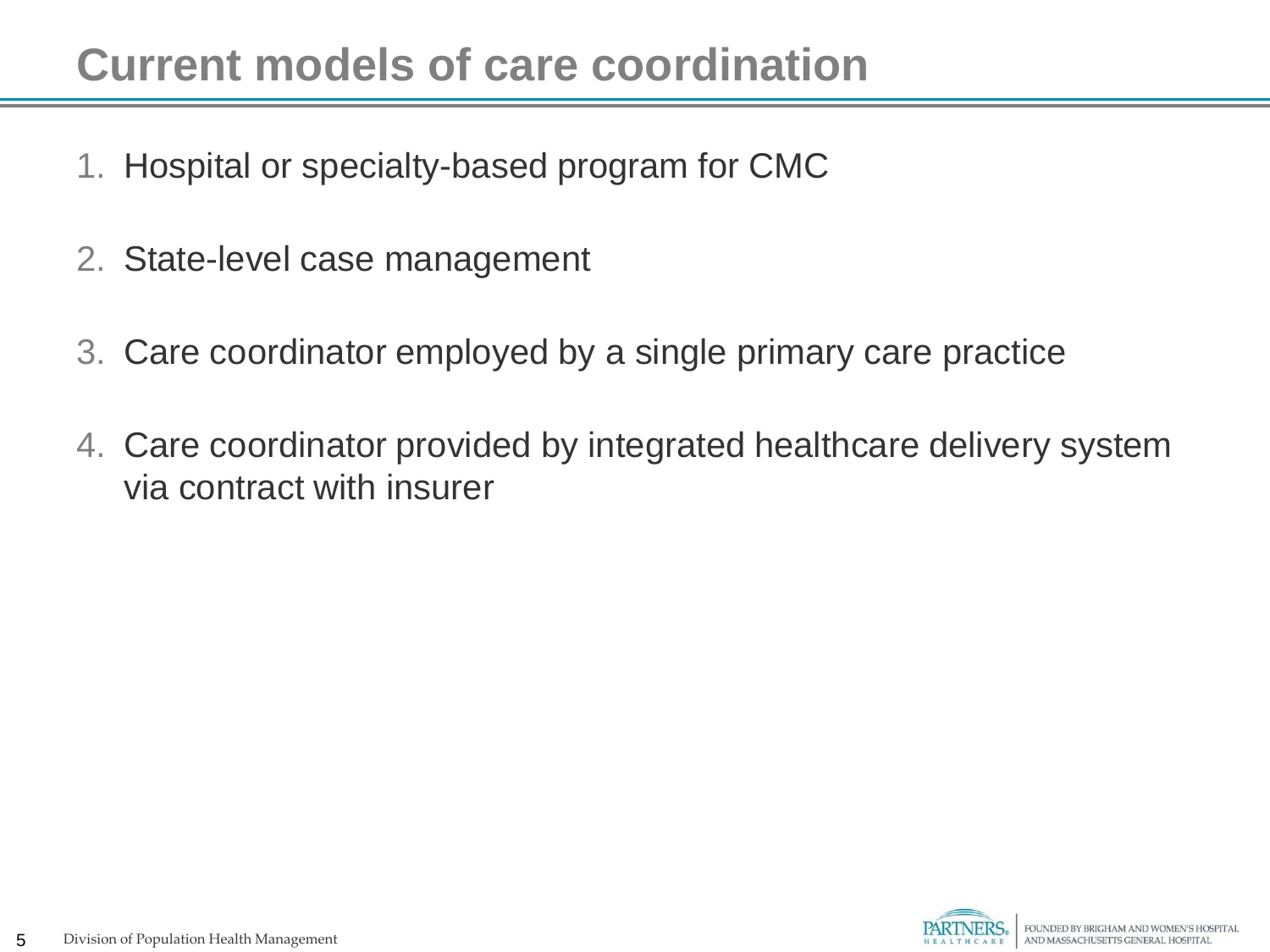# Current models of care coordination

1. Hospital or specialty-based program for CMC
2. State-level case management
3. Care coordinator employed by a single primary care practice
4. Care coordinator provided by integrated healthcare delivery system via contract with insurer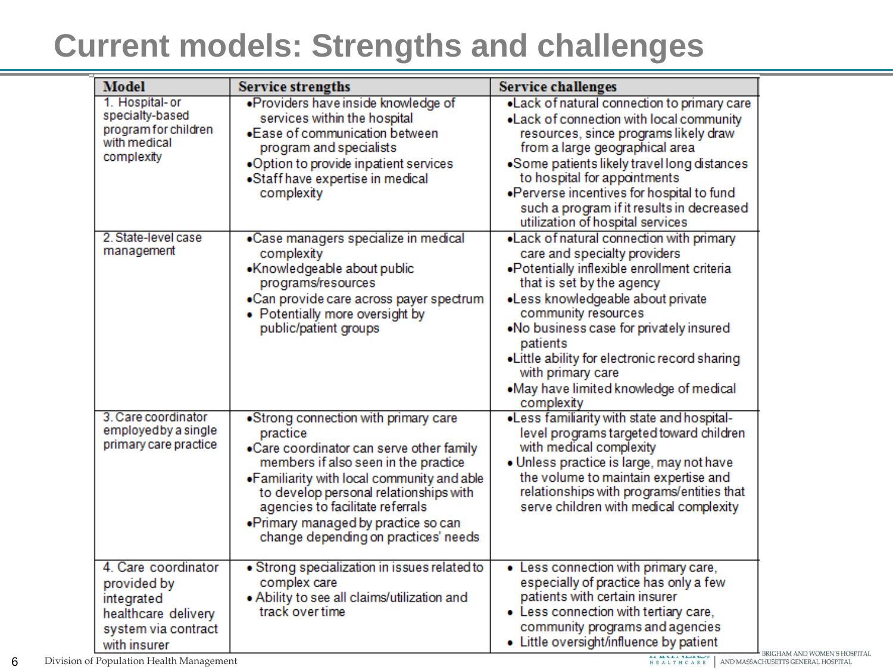# Current models: Strengths and challenges

| Model | Service strengths | Service challenges |
|---|---|---|
| 1. Hospital- or specialty-based program for children with medical complexity | •Providers have inside knowledge of services within the hospital<br>•Ease of communication between program and specialists<br>•Option to provide inpatient services<br>•Staff have expertise in medical complexity | •Lack of natural connection to primary care<br>•Lack of connection with local community resources, since programs likely draw from a large geographical area<br>•Some patients likely travel long distances to hospital for appointments<br>•Perverse incentives for hospital to fund such a program if it results in decreased utilization of hospital services |
| 2. State-level case management | •Case managers specialize in medical complexity<br>•Knowledgeable about public programs/resources<br>•Can provide care across payer spectrum<br>• Potentially more oversight by public/patient groups | •Lack of natural connection with primary care and specialty providers<br>•Potentially inflexible enrollment criteria that is set by the agency<br>•Less knowledgeable about private community resources<br>•No business case for privately insured patients<br>•Little ability for electronic record sharing with primary care<br>•May have limited knowledge of medical complexity |
| 3. Care coordinator employed by a single primary care practice | •Strong connection with primary care practice<br>•Care coordinator can serve other family members if also seen in the practice<br>•Familiarity with local community and able to develop personal relationships with agencies to facilitate referrals<br>•Primary managed by practice so can change depending on practices' needs | •Less familiarity with state and hospital-level programs targeted toward children with medical complexity<br>• Unless practice is large, may not have the volume to maintain expertise and relationships with programs/entities that serve children with medical complexity |
| 4. Care coordinator provided by integrated healthcare delivery system via contract with insurer | • Strong specialization in issues related to complex care<br>• Ability to see all claims/utilization and track over time | • Less connection with primary care, especially of practice has only a few patients with certain insurer<br>• Less connection with tertiary care, community programs and agencies<br>• Little oversight/influence by patient |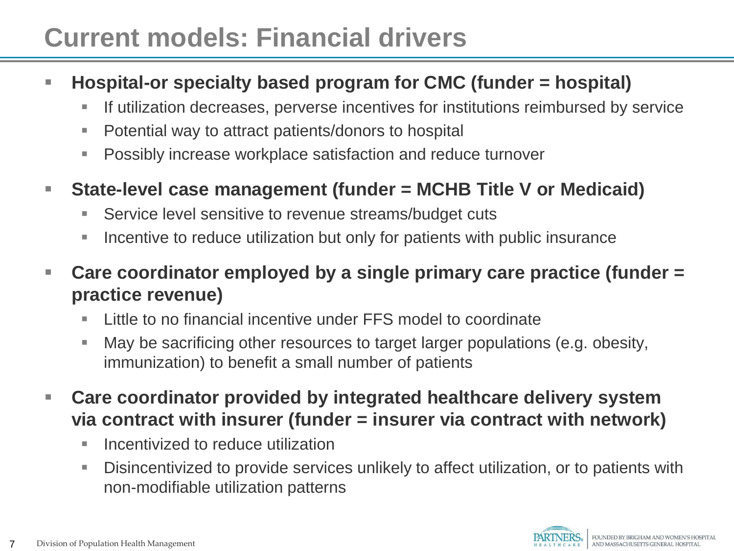# Current models: Financial drivers

- **Hospital-or specialty based program for CMC (funder = hospital)**
  - If utilization decreases, perverse incentives for institutions reimbursed by service
  - Potential way to attract patients/donors to hospital
  - Possibly increase workplace satisfaction and reduce turnover
- **State-level case management (funder = MCHB Title V or Medicaid)**
  - Service level sensitive to revenue streams/budget cuts
  - Incentive to reduce utilization but only for patients with public insurance
- **Care coordinator employed by a single primary care practice (funder = practice revenue)**
  - Little to no financial incentive under FFS model to coordinate
  - May be sacrificing other resources to target larger populations (e.g. obesity, immunization) to benefit a small number of patients
- **Care coordinator provided by integrated healthcare delivery system via contract with insurer (funder = insurer via contract with network)**
  - Incentivized to reduce utilization
  - Disincentivized to provide services unlikely to affect utilization, or to patients with non-modifiable utilization patterns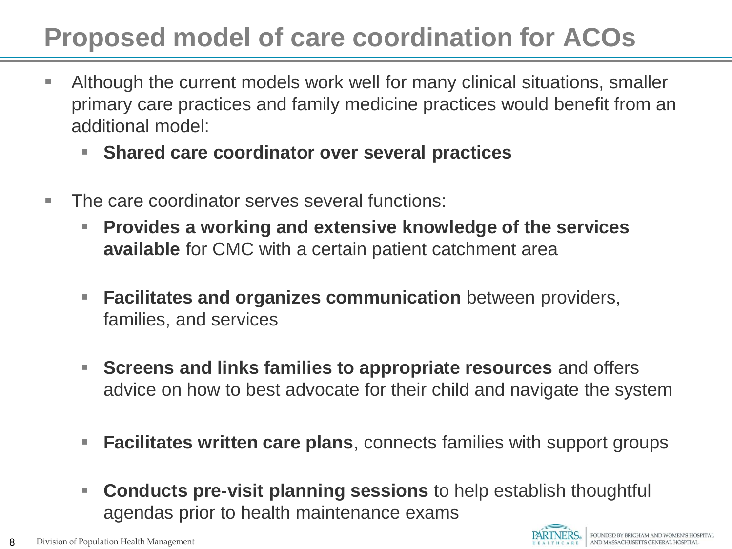# Proposed model of care coordination for ACOs

- Although the current models work well for many clinical situations, smaller primary care practices and family medicine practices would benefit from an additional model:
  - **Shared care coordinator over several practices**
- The care coordinator serves several functions:
  - **Provides a working and extensive knowledge of the services available** for CMC with a certain patient catchment area
  - **Facilitates and organizes communication** between providers, families, and services
  - **Screens and links families to appropriate resources** and offers advice on how to best advocate for their child and navigate the system
  - **Facilitates written care plans**, connects families with support groups
  - **Conducts pre-visit planning sessions** to help establish thoughtful agendas prior to health maintenance exams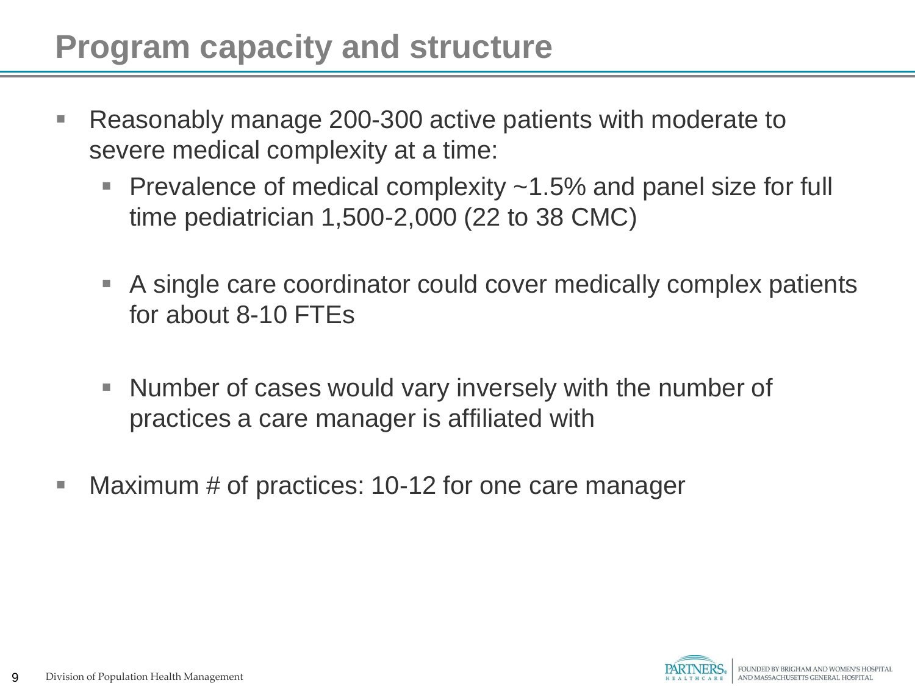# Program capacity and structure

- Reasonably manage 200-300 active patients with moderate to severe medical complexity at a time:
  - Prevalence of medical complexity ~1.5% and panel size for full time pediatrician 1,500-2,000 (22 to 38 CMC)
  - A single care coordinator could cover medically complex patients for about 8-10 FTEs
  - Number of cases would vary inversely with the number of practices a care manager is affiliated with
- Maximum # of practices: 10-12 for one care manager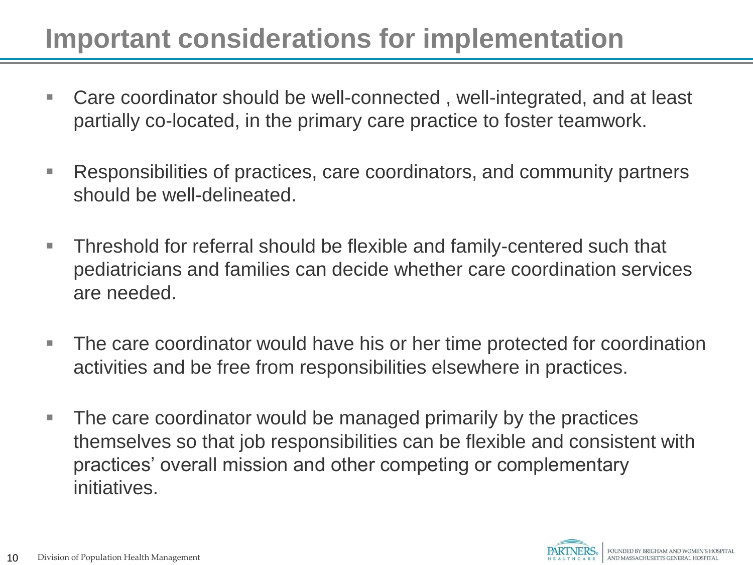# Important considerations for implementation

- Care coordinator should be well-connected , well-integrated, and at least partially co-located, in the primary care practice to foster teamwork.
- Responsibilities of practices, care coordinators, and community partners should be well-delineated.
- Threshold for referral should be flexible and family-centered such that pediatricians and families can decide whether care coordination services are needed.
- The care coordinator would have his or her time protected for coordination activities and be free from responsibilities elsewhere in practices.
- The care coordinator would be managed primarily by the practices themselves so that job responsibilities can be flexible and consistent with practices' overall mission and other competing or complementary initiatives.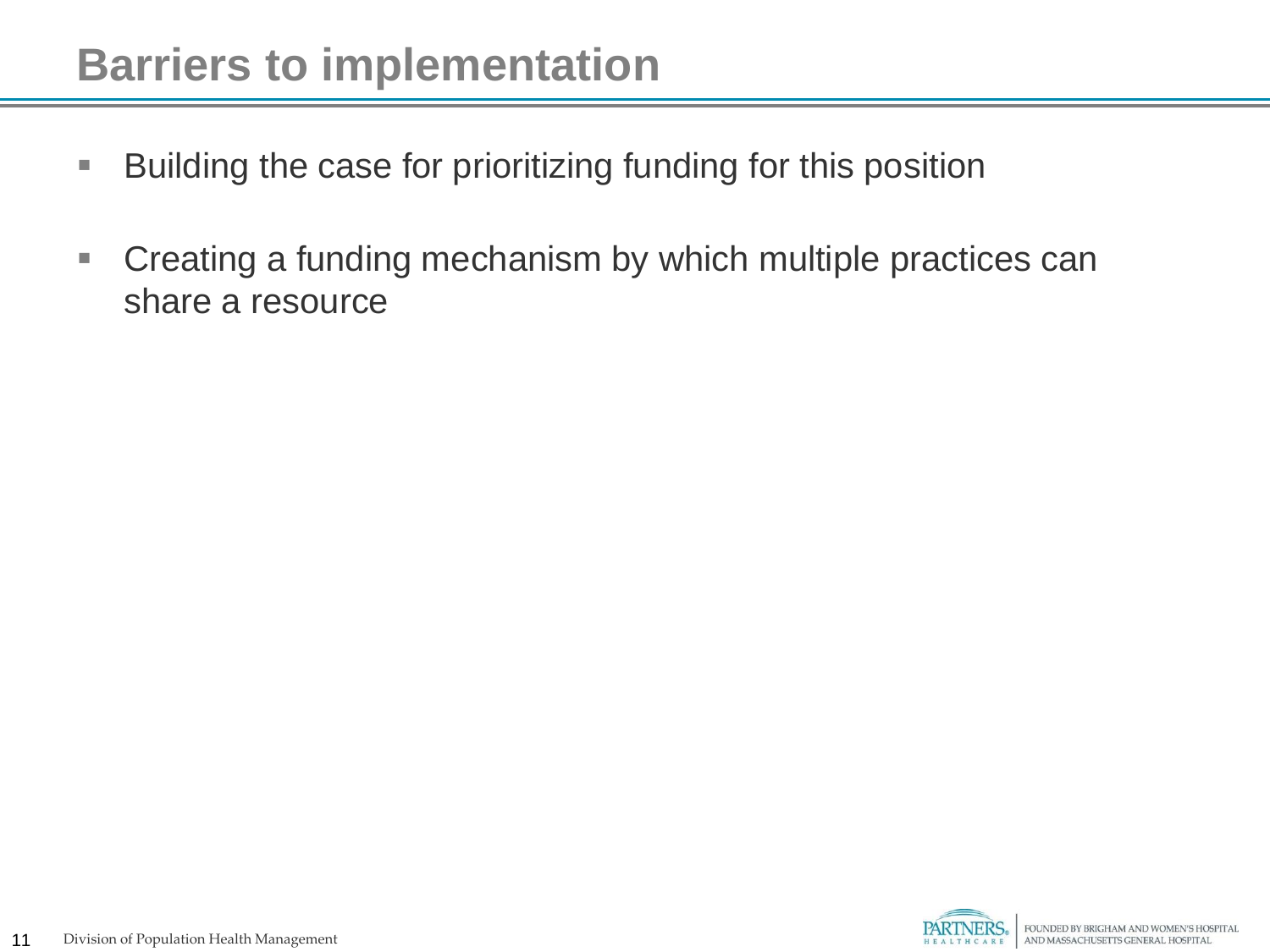# Barriers to implementation

- Building the case for prioritizing funding for this position
- Creating a funding mechanism by which multiple practices can share a resource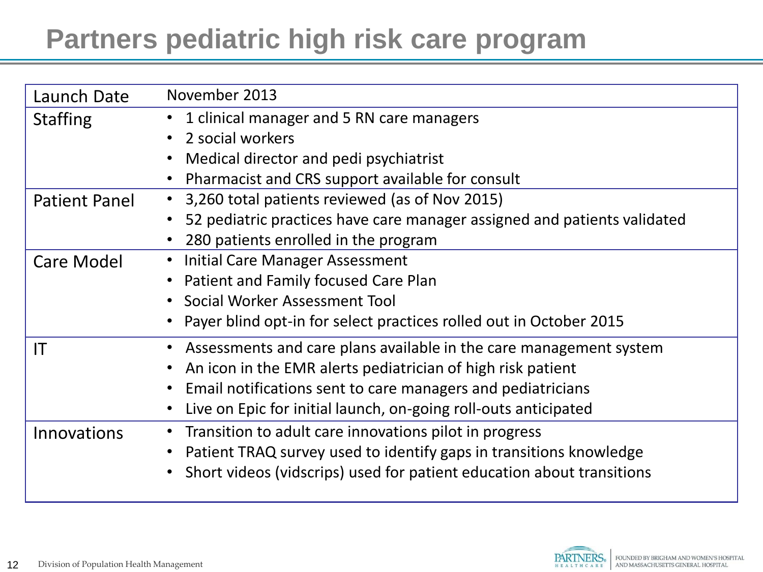# Partners pediatric high risk care program

| | |
|---|---|
| Launch Date | November 2013 |
| Staffing | • 1 clinical manager and 5 RN care managers<br>• 2 social workers<br>• Medical director and pedi psychiatrist<br>• Pharmacist and CRS support available for consult |
| Patient Panel | • 3,260 total patients reviewed (as of Nov 2015)<br>• 52 pediatric practices have care manager assigned and patients validated<br>• 280 patients enrolled in the program |
| Care Model | • Initial Care Manager Assessment<br>• Patient and Family focused Care Plan<br>• Social Worker Assessment Tool<br>• Payer blind opt-in for select practices rolled out in October 2015 |
| IT | • Assessments and care plans available in the care management system<br>• An icon in the EMR alerts pediatrician of high risk patient<br>• Email notifications sent to care managers and pediatricians<br>• Live on Epic for initial launch, on-going roll-outs anticipated |
| Innovations | • Transition to adult care innovations pilot in progress<br>• Patient TRAQ survey used to identify gaps in transitions knowledge<br>• Short videos (vidscrips) used for patient education about transitions |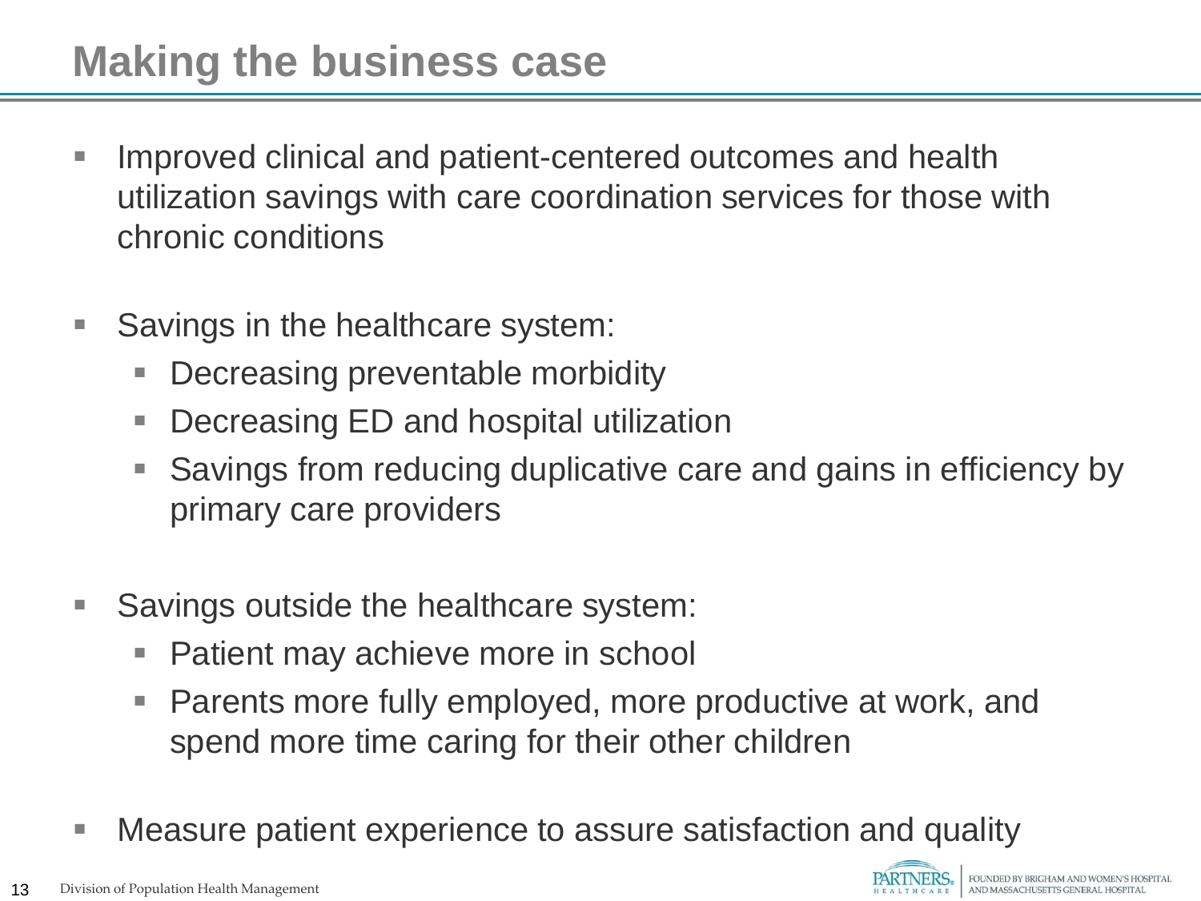# Making the business case

- Improved clinical and patient-centered outcomes and health utilization savings with care coordination services for those with chronic conditions

- Savings in the healthcare system:
  - Decreasing preventable morbidity
  - Decreasing ED and hospital utilization
  - Savings from reducing duplicative care and gains in efficiency by primary care providers

- Savings outside the healthcare system:
  - Patient may achieve more in school
  - Parents more fully employed, more productive at work, and spend more time caring for their other children

- Measure patient experience to assure satisfaction and quality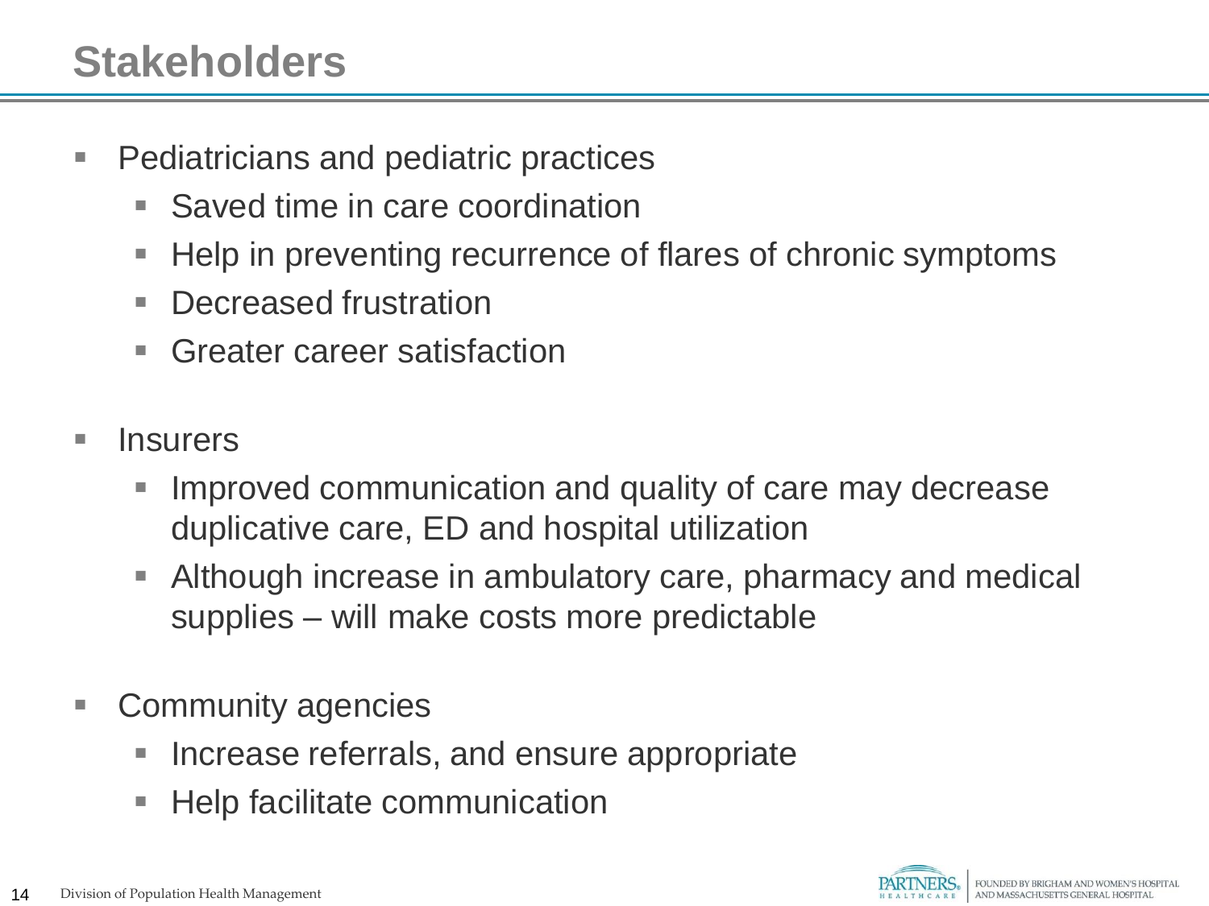# Stakeholders

- Pediatricians and pediatric practices
  - Saved time in care coordination
  - Help in preventing recurrence of flares of chronic symptoms
  - Decreased frustration
  - Greater career satisfaction

- Insurers
  - Improved communication and quality of care may decrease duplicative care, ED and hospital utilization
  - Although increase in ambulatory care, pharmacy and medical supplies – will make costs more predictable

- Community agencies
  - Increase referrals, and ensure appropriate
  - Help facilitate communication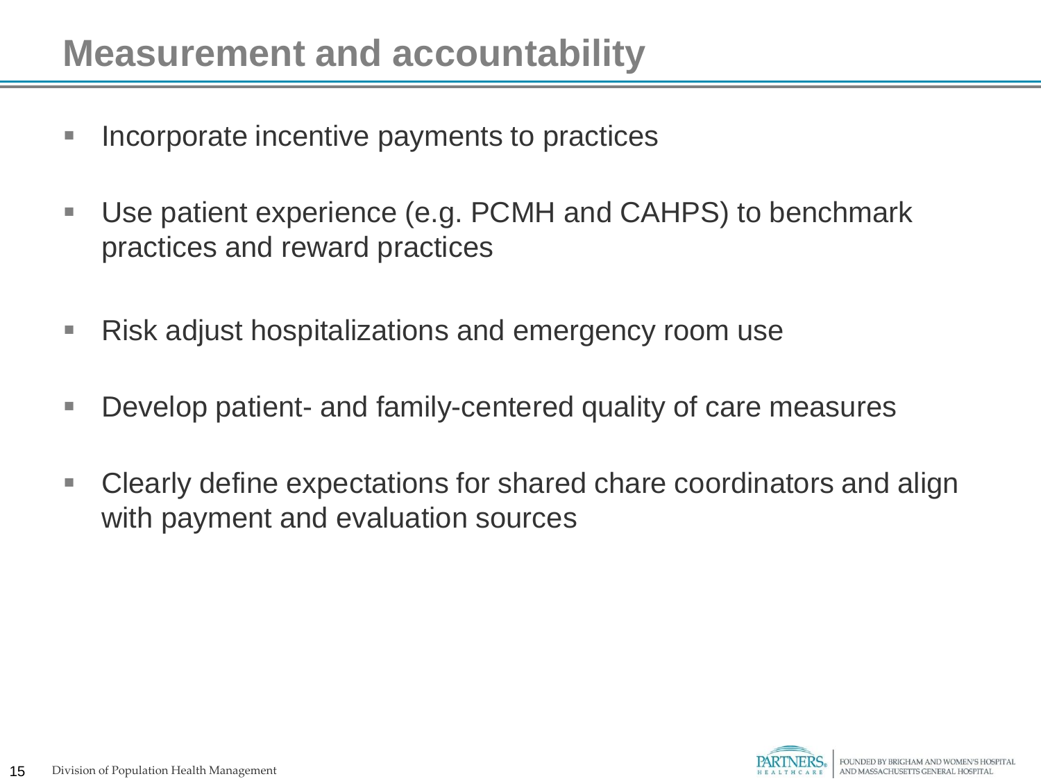# Measurement and accountability

- Incorporate incentive payments to practices
- Use patient experience (e.g. PCMH and CAHPS) to benchmark practices and reward practices
- Risk adjust hospitalizations and emergency room use
- Develop patient- and family-centered quality of care measures
- Clearly define expectations for shared chare coordinators and align with payment and evaluation sources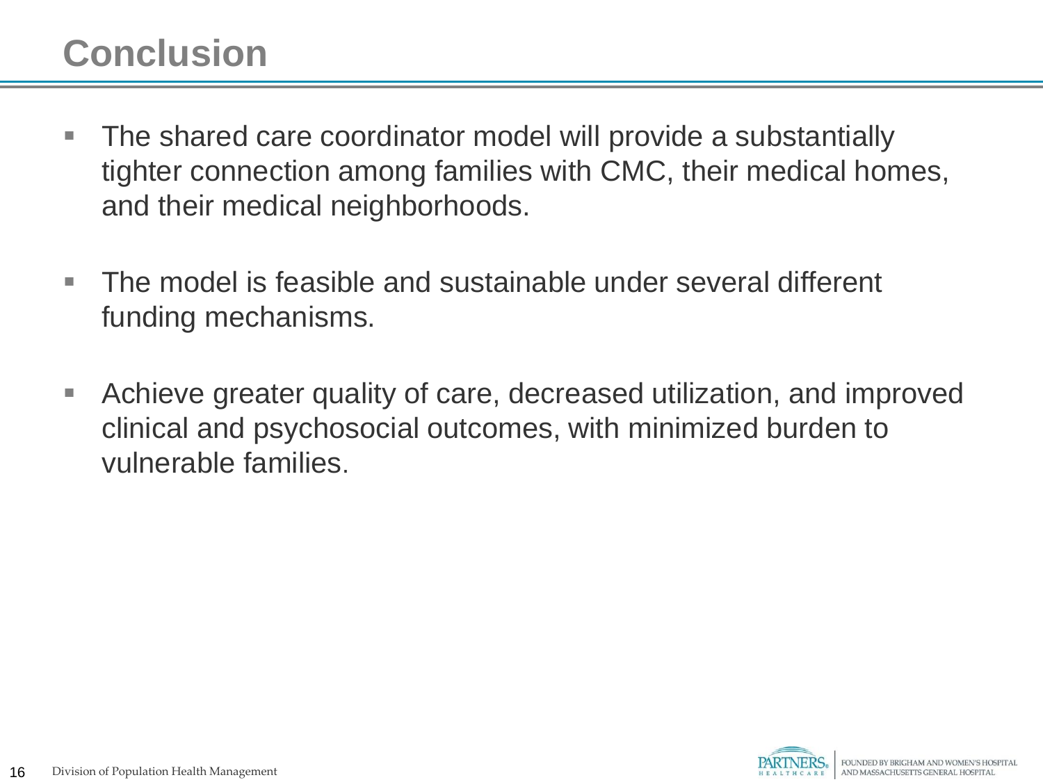# Conclusion

- The shared care coordinator model will provide a substantially tighter connection among families with CMC, their medical homes, and their medical neighborhoods.
- The model is feasible and sustainable under several different funding mechanisms.
- Achieve greater quality of care, decreased utilization, and improved clinical and psychosocial outcomes, with minimized burden to vulnerable families.